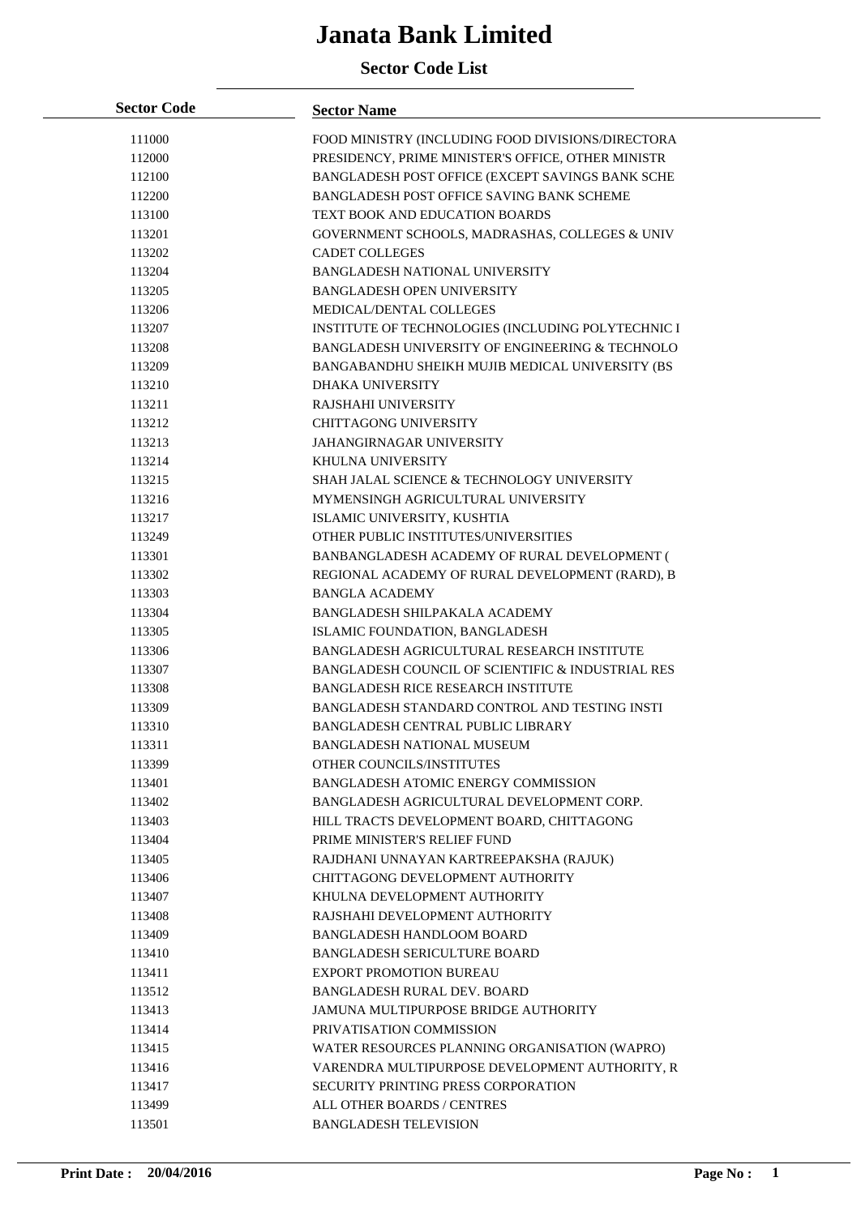# Janata Bank Limited

## Sector Code List

| Sector Code | Sector Name |
|---|---|
| 111000 | FOOD MINISTRY (INCLUDING FOOD DIVISIONS/DIRECTORA |
| 112000 | PRESIDENCY, PRIME MINISTER'S OFFICE, OTHER MINISTR |
| 112100 | BANGLADESH POST OFFICE (EXCEPT SAVINGS BANK SCHE |
| 112200 | BANGLADESH POST OFFICE SAVING BANK SCHEME |
| 113100 | TEXT BOOK AND EDUCATION BOARDS |
| 113201 | GOVERNMENT SCHOOLS, MADRASHAS, COLLEGES & UNIV |
| 113202 | CADET COLLEGES |
| 113204 | BANGLADESH NATIONAL UNIVERSITY |
| 113205 | BANGLADESH OPEN UNIVERSITY |
| 113206 | MEDICAL/DENTAL COLLEGES |
| 113207 | INSTITUTE OF TECHNOLOGIES (INCLUDING POLYTECHNIC I |
| 113208 | BANGLADESH UNIVERSITY OF ENGINEERING & TECHNOLO |
| 113209 | BANGABANDHU SHEIKH MUJIB MEDICAL UNIVERSITY (BS |
| 113210 | DHAKA UNIVERSITY |
| 113211 | RAJSHAHI UNIVERSITY |
| 113212 | CHITTAGONG UNIVERSITY |
| 113213 | JAHANGIRNAGAR UNIVERSITY |
| 113214 | KHULNA UNIVERSITY |
| 113215 | SHAH JALAL SCIENCE & TECHNOLOGY UNIVERSITY |
| 113216 | MYMENSINGH AGRICULTURAL UNIVERSITY |
| 113217 | ISLAMIC UNIVERSITY, KUSHTIA |
| 113249 | OTHER PUBLIC INSTITUTES/UNIVERSITIES |
| 113301 | BANBANGLADESH ACADEMY OF RURAL DEVELOPMENT ( |
| 113302 | REGIONAL ACADEMY OF RURAL DEVELOPMENT (RARD), B |
| 113303 | BANGLA ACADEMY |
| 113304 | BANGLADESH SHILPAKALA ACADEMY |
| 113305 | ISLAMIC FOUNDATION, BANGLADESH |
| 113306 | BANGLADESH AGRICULTURAL RESEARCH INSTITUTE |
| 113307 | BANGLADESH COUNCIL OF SCIENTIFIC & INDUSTRIAL RES |
| 113308 | BANGLADESH RICE RESEARCH INSTITUTE |
| 113309 | BANGLADESH STANDARD CONTROL AND TESTING INSTI |
| 113310 | BANGLADESH CENTRAL PUBLIC LIBRARY |
| 113311 | BANGLADESH NATIONAL MUSEUM |
| 113399 | OTHER COUNCILS/INSTITUTES |
| 113401 | BANGLADESH ATOMIC ENERGY COMMISSION |
| 113402 | BANGLADESH AGRICULTURAL DEVELOPMENT CORP. |
| 113403 | HILL TRACTS DEVELOPMENT BOARD, CHITTAGONG |
| 113404 | PRIME MINISTER'S RELIEF FUND |
| 113405 | RAJDHANI UNNAYAN KARTREEPAKSHA (RAJUK) |
| 113406 | CHITTAGONG DEVELOPMENT AUTHORITY |
| 113407 | KHULNA DEVELOPMENT AUTHORITY |
| 113408 | RAJSHAHI DEVELOPMENT AUTHORITY |
| 113409 | BANGLADESH HANDLOOM BOARD |
| 113410 | BANGLADESH SERICULTURE BOARD |
| 113411 | EXPORT PROMOTION BUREAU |
| 113512 | BANGLADESH RURAL DEV. BOARD |
| 113413 | JAMUNA MULTIPURPOSE BRIDGE AUTHORITY |
| 113414 | PRIVATISATION COMMISSION |
| 113415 | WATER RESOURCES PLANNING ORGANISATION (WAPRO) |
| 113416 | VARENDRA MULTIPURPOSE DEVELOPMENT AUTHORITY, R |
| 113417 | SECURITY PRINTING PRESS CORPORATION |
| 113499 | ALL OTHER BOARDS / CENTRES |
| 113501 | BANGLADESH TELEVISION |

**Print Date : 20/04/2016**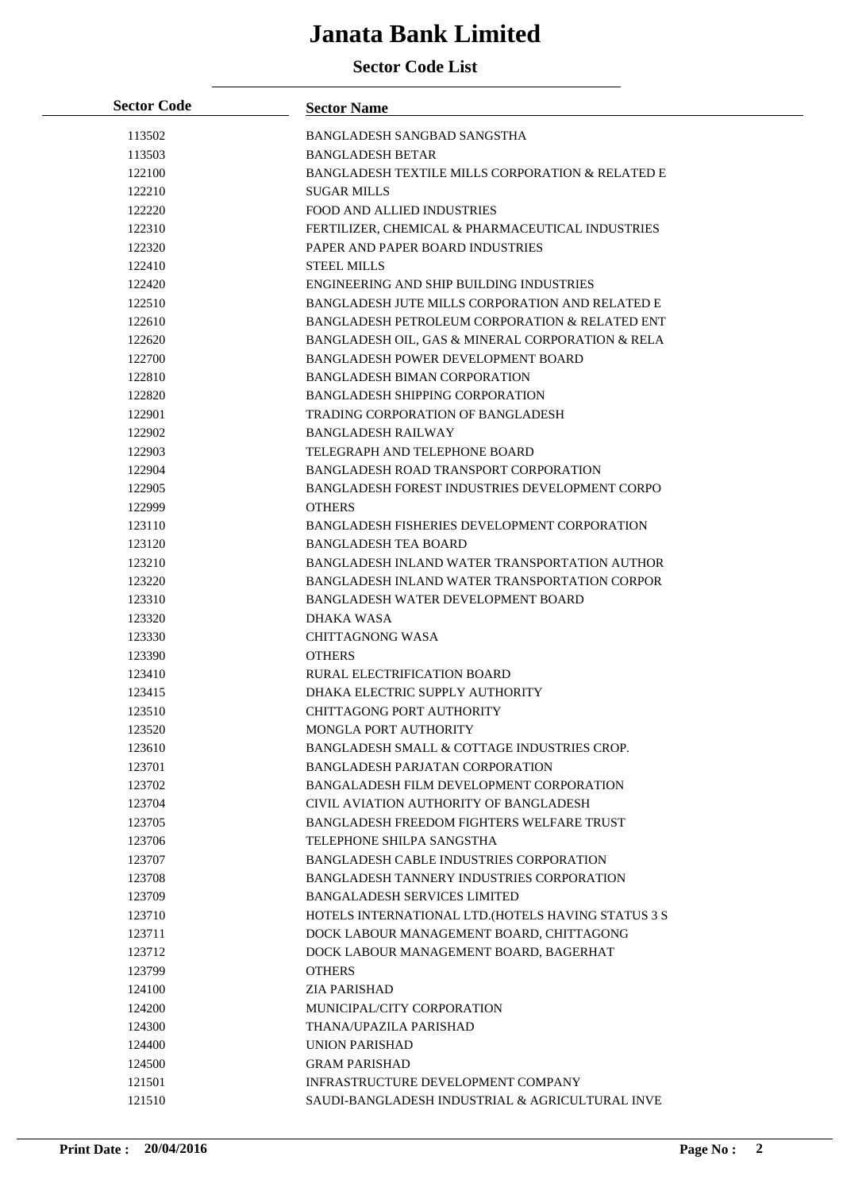# Janata Bank Limited

## Sector Code List

| Sector Code | Sector Name |
|---|---|
| 113502 | BANGLADESH SANGBAD SANGSTHA |
| 113503 | BANGLADESH BETAR |
| 122100 | BANGLADESH TEXTILE MILLS CORPORATION & RELATED E |
| 122210 | SUGAR MILLS |
| 122220 | FOOD AND ALLIED INDUSTRIES |
| 122310 | FERTILIZER, CHEMICAL & PHARMACEUTICAL INDUSTRIES |
| 122320 | PAPER AND PAPER BOARD INDUSTRIES |
| 122410 | STEEL MILLS |
| 122420 | ENGINEERING AND SHIP BUILDING INDUSTRIES |
| 122510 | BANGLADESH JUTE MILLS CORPORATION AND RELATED E |
| 122610 | BANGLADESH PETROLEUM CORPORATION & RELATED ENT |
| 122620 | BANGLADESH OIL, GAS & MINERAL CORPORATION & RELA |
| 122700 | BANGLADESH POWER DEVELOPMENT BOARD |
| 122810 | BANGLADESH BIMAN CORPORATION |
| 122820 | BANGLADESH SHIPPING CORPORATION |
| 122901 | TRADING CORPORATION OF BANGLADESH |
| 122902 | BANGLADESH RAILWAY |
| 122903 | TELEGRAPH AND TELEPHONE BOARD |
| 122904 | BANGLADESH ROAD TRANSPORT CORPORATION |
| 122905 | BANGLADESH FOREST INDUSTRIES DEVELOPMENT CORPO |
| 122999 | OTHERS |
| 123110 | BANGLADESH FISHERIES DEVELOPMENT CORPORATION |
| 123120 | BANGLADESH TEA BOARD |
| 123210 | BANGLADESH INLAND WATER TRANSPORTATION AUTHOR |
| 123220 | BANGLADESH INLAND WATER TRANSPORTATION CORPOR |
| 123310 | BANGLADESH WATER DEVELOPMENT BOARD |
| 123320 | DHAKA WASA |
| 123330 | CHITTAGNONG WASA |
| 123390 | OTHERS |
| 123410 | RURAL ELECTRIFICATION BOARD |
| 123415 | DHAKA ELECTRIC SUPPLY AUTHORITY |
| 123510 | CHITTAGONG PORT AUTHORITY |
| 123520 | MONGLA PORT AUTHORITY |
| 123610 | BANGLADESH SMALL & COTTAGE INDUSTRIES CROP. |
| 123701 | BANGLADESH PARJATAN CORPORATION |
| 123702 | BANGALADESH FILM DEVELOPMENT CORPORATION |
| 123704 | CIVIL AVIATION AUTHORITY OF BANGLADESH |
| 123705 | BANGLADESH FREEDOM FIGHTERS WELFARE TRUST |
| 123706 | TELEPHONE SHILPA SANGSTHA |
| 123707 | BANGLADESH CABLE INDUSTRIES CORPORATION |
| 123708 | BANGLADESH TANNERY INDUSTRIES CORPORATION |
| 123709 | BANGALADESH SERVICES LIMITED |
| 123710 | HOTELS INTERNATIONAL LTD.(HOTELS HAVING STATUS 3 S |
| 123711 | DOCK LABOUR MANAGEMENT BOARD, CHITTAGONG |
| 123712 | DOCK LABOUR MANAGEMENT BOARD, BAGERHAT |
| 123799 | OTHERS |
| 124100 | ZIA PARISHAD |
| 124200 | MUNICIPAL/CITY CORPORATION |
| 124300 | THANA/UPAZILA PARISHAD |
| 124400 | UNION PARISHAD |
| 124500 | GRAM PARISHAD |
| 121501 | INFRASTRUCTURE DEVELOPMENT COMPANY |
| 121510 | SAUDI-BANGLADESH INDUSTRIAL & AGRICULTURAL INVE |

**Print Date : 20/04/2016**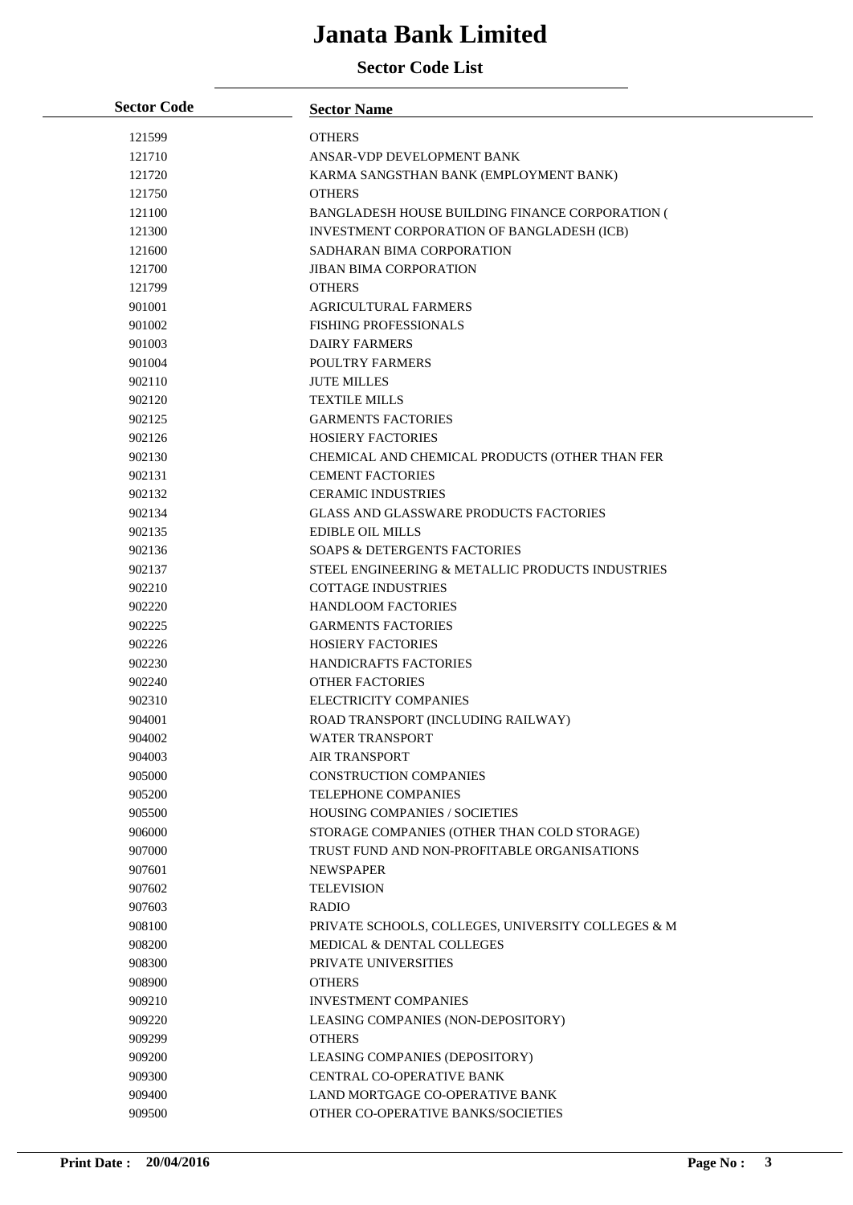# Janata Bank Limited

## Sector Code List

| Sector Code | Sector Name |
|---|---|
| 121599 | OTHERS |
| 121710 | ANSAR-VDP DEVELOPMENT BANK |
| 121720 | KARMA SANGSTHAN BANK (EMPLOYMENT BANK) |
| 121750 | OTHERS |
| 121100 | BANGLADESH HOUSE BUILDING FINANCE CORPORATION ( |
| 121300 | INVESTMENT CORPORATION OF BANGLADESH (ICB) |
| 121600 | SADHARAN BIMA CORPORATION |
| 121700 | JIBAN BIMA CORPORATION |
| 121799 | OTHERS |
| 901001 | AGRICULTURAL FARMERS |
| 901002 | FISHING PROFESSIONALS |
| 901003 | DAIRY FARMERS |
| 901004 | POULTRY FARMERS |
| 902110 | JUTE MILLES |
| 902120 | TEXTILE MILLS |
| 902125 | GARMENTS FACTORIES |
| 902126 | HOSIERY FACTORIES |
| 902130 | CHEMICAL AND CHEMICAL PRODUCTS (OTHER THAN FER |
| 902131 | CEMENT FACTORIES |
| 902132 | CERAMIC INDUSTRIES |
| 902134 | GLASS AND GLASSWARE PRODUCTS FACTORIES |
| 902135 | EDIBLE OIL MILLS |
| 902136 | SOAPS & DETERGENTS FACTORIES |
| 902137 | STEEL ENGINEERING & METALLIC PRODUCTS INDUSTRIES |
| 902210 | COTTAGE INDUSTRIES |
| 902220 | HANDLOOM FACTORIES |
| 902225 | GARMENTS FACTORIES |
| 902226 | HOSIERY FACTORIES |
| 902230 | HANDICRAFTS FACTORIES |
| 902240 | OTHER FACTORIES |
| 902310 | ELECTRICITY COMPANIES |
| 904001 | ROAD TRANSPORT (INCLUDING RAILWAY) |
| 904002 | WATER TRANSPORT |
| 904003 | AIR TRANSPORT |
| 905000 | CONSTRUCTION COMPANIES |
| 905200 | TELEPHONE COMPANIES |
| 905500 | HOUSING COMPANIES / SOCIETIES |
| 906000 | STORAGE COMPANIES (OTHER THAN COLD STORAGE) |
| 907000 | TRUST FUND AND NON-PROFITABLE ORGANISATIONS |
| 907601 | NEWSPAPER |
| 907602 | TELEVISION |
| 907603 | RADIO |
| 908100 | PRIVATE SCHOOLS, COLLEGES, UNIVERSITY COLLEGES & M |
| 908200 | MEDICAL & DENTAL COLLEGES |
| 908300 | PRIVATE UNIVERSITIES |
| 908900 | OTHERS |
| 909210 | INVESTMENT COMPANIES |
| 909220 | LEASING COMPANIES (NON-DEPOSITORY) |
| 909299 | OTHERS |
| 909200 | LEASING COMPANIES (DEPOSITORY) |
| 909300 | CENTRAL CO-OPERATIVE BANK |
| 909400 | LAND MORTGAGE CO-OPERATIVE BANK |
| 909500 | OTHER CO-OPERATIVE BANKS/SOCIETIES |

**Print Date : 20/04/2016**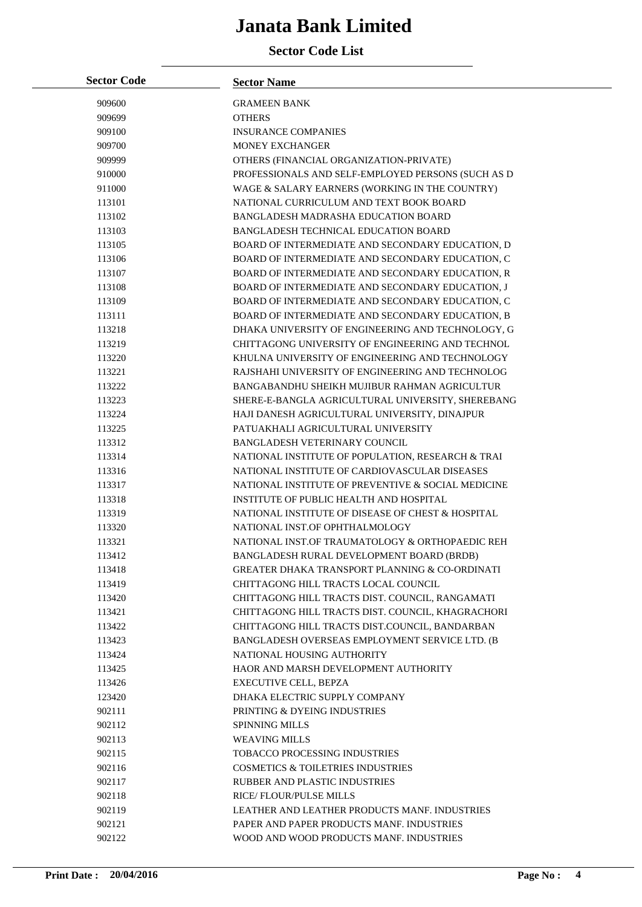# Janata Bank Limited

## Sector Code List

| Sector Code | Sector Name |
|---|---|
| 909600 | GRAMEEN BANK |
| 909699 | OTHERS |
| 909100 | INSURANCE COMPANIES |
| 909700 | MONEY EXCHANGER |
| 909999 | OTHERS (FINANCIAL ORGANIZATION-PRIVATE) |
| 910000 | PROFESSIONALS AND SELF-EMPLOYED PERSONS (SUCH AS D |
| 911000 | WAGE & SALARY EARNERS (WORKING IN THE COUNTRY) |
| 113101 | NATIONAL CURRICULUM AND TEXT BOOK BOARD |
| 113102 | BANGLADESH MADRASHA EDUCATION BOARD |
| 113103 | BANGLADESH TECHNICAL EDUCATION BOARD |
| 113105 | BOARD OF INTERMEDIATE AND SECONDARY EDUCATION, D |
| 113106 | BOARD OF INTERMEDIATE AND SECONDARY EDUCATION, C |
| 113107 | BOARD OF INTERMEDIATE AND SECONDARY EDUCATION, R |
| 113108 | BOARD OF INTERMEDIATE AND SECONDARY EDUCATION, J |
| 113109 | BOARD OF INTERMEDIATE AND SECONDARY EDUCATION, C |
| 113111 | BOARD OF INTERMEDIATE AND SECONDARY EDUCATION, B |
| 113218 | DHAKA UNIVERSITY OF ENGINEERING AND TECHNOLOGY, G |
| 113219 | CHITTAGONG UNIVERSITY OF ENGINEERING AND TECHNOL |
| 113220 | KHULNA UNIVERSITY OF ENGINEERING AND TECHNOLOGY |
| 113221 | RAJSHAHI UNIVERSITY OF ENGINEERING AND TECHNOLOG |
| 113222 | BANGABANDHU SHEIKH MUJIBUR RAHMAN AGRICULTUR |
| 113223 | SHERE-E-BANGLA AGRICULTURAL UNIVERSITY, SHEREBANG |
| 113224 | HAJI DANESH AGRICULTURAL UNIVERSITY, DINAJPUR |
| 113225 | PATUAKHALI AGRICULTURAL UNIVERSITY |
| 113312 | BANGLADESH VETERINARY COUNCIL |
| 113314 | NATIONAL INSTITUTE OF POPULATION, RESEARCH & TRAI |
| 113316 | NATIONAL INSTITUTE OF CARDIOVASCULAR DISEASES |
| 113317 | NATIONAL INSTITUTE OF PREVENTIVE & SOCIAL MEDICINE |
| 113318 | INSTITUTE OF PUBLIC HEALTH AND HOSPITAL |
| 113319 | NATIONAL INSTITUTE OF DISEASE OF CHEST & HOSPITAL |
| 113320 | NATIONAL INST.OF OPHTHALMOLOGY |
| 113321 | NATIONAL INST.OF TRAUMATOLOGY & ORTHOPAEDIC REH |
| 113412 | BANGLADESH RURAL DEVELOPMENT BOARD (BRDB) |
| 113418 | GREATER DHAKA TRANSPORT PLANNING & CO-ORDINATI |
| 113419 | CHITTAGONG HILL TRACTS LOCAL COUNCIL |
| 113420 | CHITTAGONG HILL TRACTS DIST. COUNCIL, RANGAMATI |
| 113421 | CHITTAGONG HILL TRACTS DIST. COUNCIL, KHAGRACHORI |
| 113422 | CHITTAGONG HILL TRACTS DIST.COUNCIL, BANDARBAN |
| 113423 | BANGLADESH OVERSEAS EMPLOYMENT SERVICE LTD. (B |
| 113424 | NATIONAL HOUSING AUTHORITY |
| 113425 | HAOR AND MARSH DEVELOPMENT AUTHORITY |
| 113426 | EXECUTIVE CELL, BEPZA |
| 123420 | DHAKA ELECTRIC SUPPLY COMPANY |
| 902111 | PRINTING & DYEING INDUSTRIES |
| 902112 | SPINNING MILLS |
| 902113 | WEAVING MILLS |
| 902115 | TOBACCO PROCESSING INDUSTRIES |
| 902116 | COSMETICS & TOILETRIES INDUSTRIES |
| 902117 | RUBBER AND PLASTIC INDUSTRIES |
| 902118 | RICE/ FLOUR/PULSE MILLS |
| 902119 | LEATHER AND LEATHER PRODUCTS MANF. INDUSTRIES |
| 902121 | PAPER AND PAPER PRODUCTS MANF. INDUSTRIES |
| 902122 | WOOD AND WOOD PRODUCTS MANF. INDUSTRIES |

**Print Date :** 20/04/2016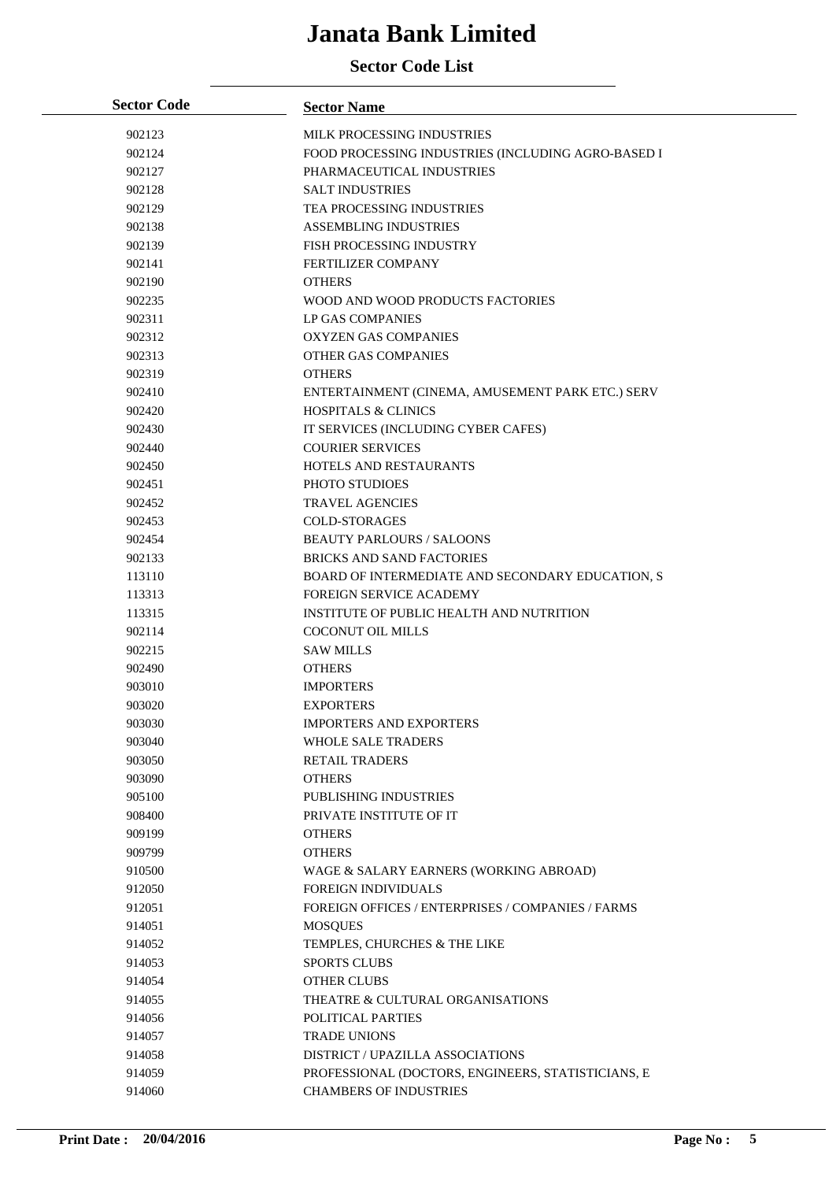# Janata Bank Limited

## Sector Code List

| Sector Code | Sector Name |
|---|---|
| 902123 | MILK PROCESSING INDUSTRIES |
| 902124 | FOOD PROCESSING INDUSTRIES (INCLUDING AGRO-BASED I |
| 902127 | PHARMACEUTICAL INDUSTRIES |
| 902128 | SALT INDUSTRIES |
| 902129 | TEA PROCESSING INDUSTRIES |
| 902138 | ASSEMBLING INDUSTRIES |
| 902139 | FISH PROCESSING INDUSTRY |
| 902141 | FERTILIZER COMPANY |
| 902190 | OTHERS |
| 902235 | WOOD AND WOOD PRODUCTS FACTORIES |
| 902311 | LP GAS COMPANIES |
| 902312 | OXYZEN GAS COMPANIES |
| 902313 | OTHER GAS COMPANIES |
| 902319 | OTHERS |
| 902410 | ENTERTAINMENT (CINEMA, AMUSEMENT PARK ETC.) SERV |
| 902420 | HOSPITALS & CLINICS |
| 902430 | IT SERVICES (INCLUDING CYBER CAFES) |
| 902440 | COURIER SERVICES |
| 902450 | HOTELS AND RESTAURANTS |
| 902451 | PHOTO STUDIOES |
| 902452 | TRAVEL AGENCIES |
| 902453 | COLD-STORAGES |
| 902454 | BEAUTY PARLOURS / SALOONS |
| 902133 | BRICKS AND SAND FACTORIES |
| 113110 | BOARD OF INTERMEDIATE AND SECONDARY EDUCATION, S |
| 113313 | FOREIGN SERVICE ACADEMY |
| 113315 | INSTITUTE OF PUBLIC HEALTH AND NUTRITION |
| 902114 | COCONUT OIL MILLS |
| 902215 | SAW MILLS |
| 902490 | OTHERS |
| 903010 | IMPORTERS |
| 903020 | EXPORTERS |
| 903030 | IMPORTERS AND EXPORTERS |
| 903040 | WHOLE SALE TRADERS |
| 903050 | RETAIL TRADERS |
| 903090 | OTHERS |
| 905100 | PUBLISHING INDUSTRIES |
| 908400 | PRIVATE INSTITUTE OF IT |
| 909199 | OTHERS |
| 909799 | OTHERS |
| 910500 | WAGE & SALARY EARNERS (WORKING ABROAD) |
| 912050 | FOREIGN INDIVIDUALS |
| 912051 | FOREIGN OFFICES / ENTERPRISES / COMPANIES / FARMS |
| 914051 | MOSQUES |
| 914052 | TEMPLES, CHURCHES & THE LIKE |
| 914053 | SPORTS CLUBS |
| 914054 | OTHER CLUBS |
| 914055 | THEATRE & CULTURAL ORGANISATIONS |
| 914056 | POLITICAL PARTIES |
| 914057 | TRADE UNIONS |
| 914058 | DISTRICT / UPAZILLA ASSOCIATIONS |
| 914059 | PROFESSIONAL (DOCTORS, ENGINEERS, STATISTICIANS, E |
| 914060 | CHAMBERS OF INDUSTRIES |

**Print Date : 20/04/2016**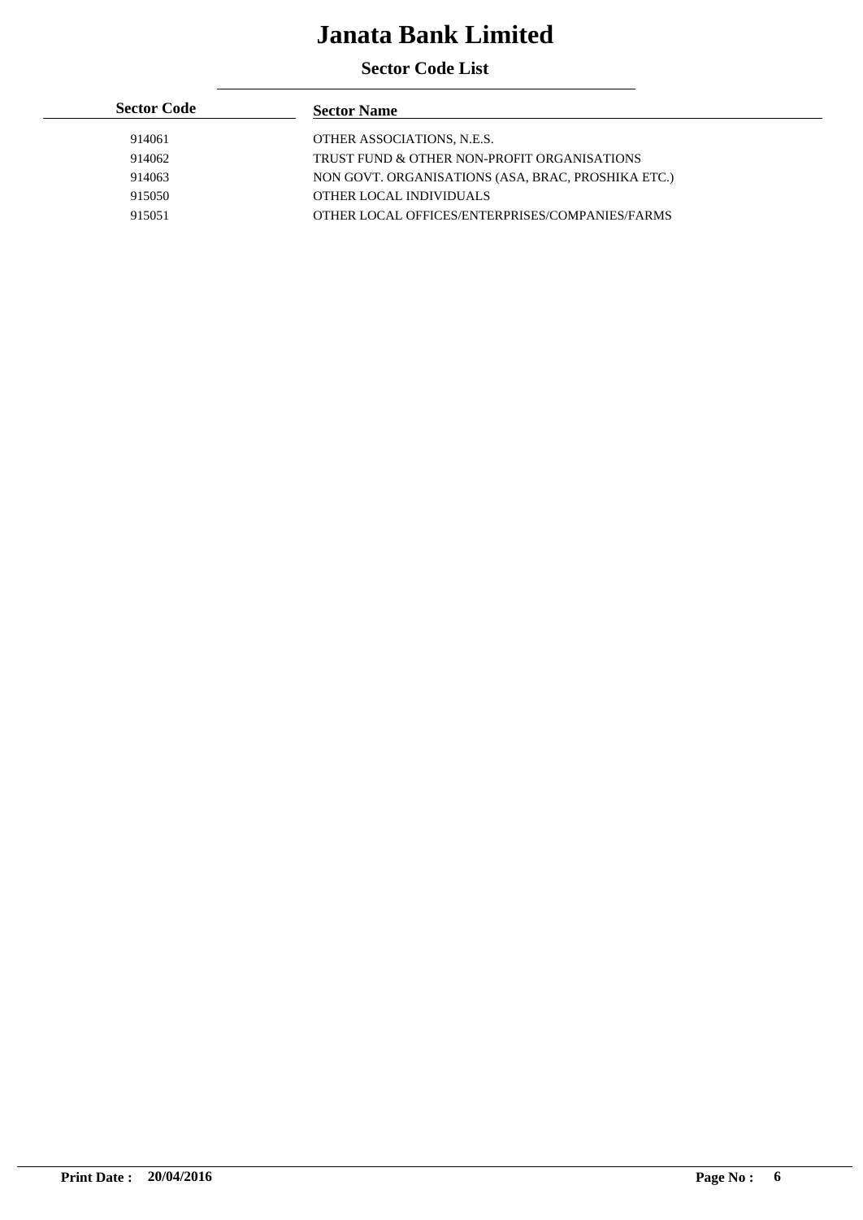# Janata Bank Limited

## Sector Code List

| Sector Code | Sector Name |
|---|---|
| 914061 | OTHER ASSOCIATIONS, N.E.S. |
| 914062 | TRUST FUND & OTHER NON-PROFIT ORGANISATIONS |
| 914063 | NON GOVT. ORGANISATIONS (ASA, BRAC, PROSHIKA ETC.) |
| 915050 | OTHER LOCAL INDIVIDUALS |
| 915051 | OTHER LOCAL OFFICES/ENTERPRISES/COMPANIES/FARMS |

**Print Date : 20/04/2016**